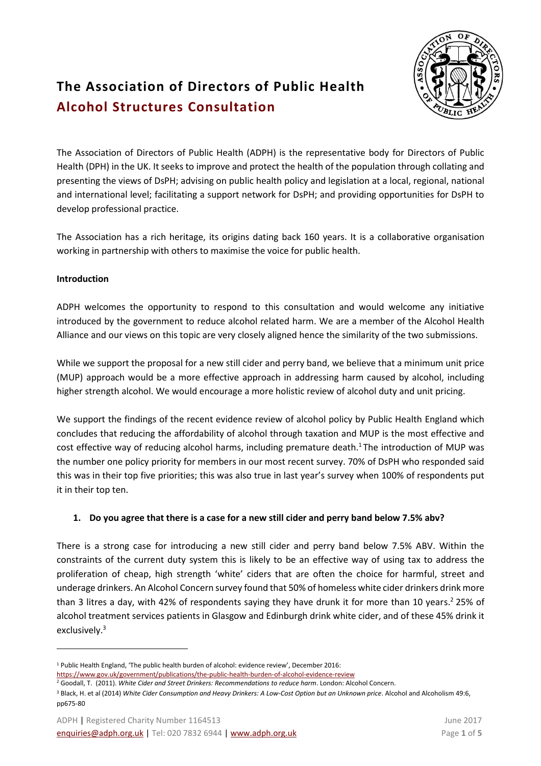# The Association of Directors of Public Health

## Alcohol Structures Consultation

The Association of Directors of Public Health (ADPH) is the representative body for Directors of Public Health (DPH) in the UK. It seeks to improve and protect the health of the population through collating and presenting the views of DsPH; advising on public health policy and legislation at a local, regional, national and international level; facilitating a support network for DsPH; and providing opportunities for DsPH to develop professional practice.

The Association has a rich heritage, its origins dating back 160 years. It is a collaborative organisation working in partnership with others to maximise the voice for public health.

**Introduction**

ADPH welcomes the opportunity to respond to this consultation and would welcome any initiative introduced by the government to reduce alcohol related harm. We are a member of the Alcohol Health Alliance and our views on this topic are very closely aligned hence the similarity of the two submissions.

While we support the proposal for a new still cider and perry band, we believe that a minimum unit price (MUP) approach would be a more effective approach in addressing harm caused by alcohol, including higher strength alcohol. We would encourage a more holistic review of alcohol duty and unit pricing.

We support the findings of the recent evidence review of alcohol policy by Public Health England which concludes that reducing the affordability of alcohol through taxation and MUP is the most effective and cost effective way of reducing alcohol harms, including premature death.[1] The introduction of MUP was the number one policy priority for members in our most recent survey. 70% of DsPH who responded said this was in their top five priorities; this was also true in last year's survey when 100% of respondents put it in their top ten.

**1. Do you agree that there is a case for a new still cider and perry band below 7.5% abv?**

There is a strong case for introducing a new still cider and perry band below 7.5% ABV. Within the constraints of the current duty system this is likely to be an effective way of using tax to address the proliferation of cheap, high strength 'white' ciders that are often the choice for harmful, street and underage drinkers. An Alcohol Concern survey found that 50% of homeless white cider drinkers drink more than 3 litres a day, with 42% of respondents saying they have drunk it for more than 10 years.[2] 25% of alcohol treatment services patients in Glasgow and Edinburgh drink white cider, and of these 45% drink it exclusively.[3]

---

[1] Public Health England, 'The public health burden of alcohol: evidence review', December 2016: https://www.gov.uk/government/publications/the-public-health-burden-of-alcohol-evidence-review

[2] Goodall, T. (2011). *White Cider and Street Drinkers: Recommendations to reduce harm*. London: Alcohol Concern.

[3] Black, H. et al (2014) *White Cider Consumption and Heavy Drinkers: A Low-Cost Option but an Unknown price*. Alcohol and Alcoholism 49:6, pp675-80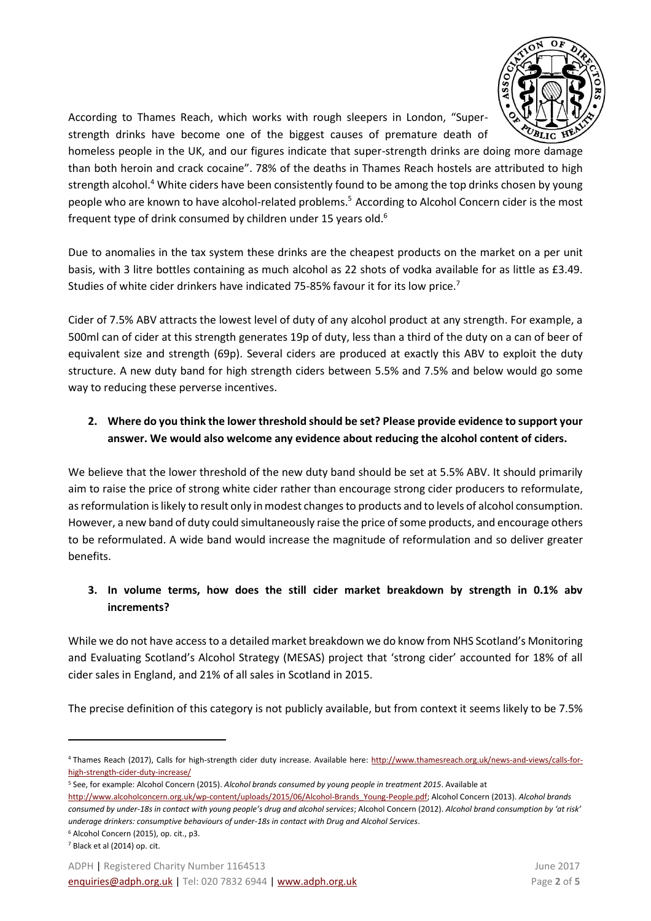According to Thames Reach, which works with rough sleepers in London, "Super-strength drinks have become one of the biggest causes of premature death of homeless people in the UK, and our figures indicate that super-strength drinks are doing more damage than both heroin and crack cocaine". 78% of the deaths in Thames Reach hostels are attributed to high strength alcohol.[4] White ciders have been consistently found to be among the top drinks chosen by young people who are known to have alcohol-related problems.[5] According to Alcohol Concern cider is the most frequent type of drink consumed by children under 15 years old.[6]

Due to anomalies in the tax system these drinks are the cheapest products on the market on a per unit basis, with 3 litre bottles containing as much alcohol as 22 shots of vodka available for as little as £3.49. Studies of white cider drinkers have indicated 75-85% favour it for its low price.[7]

Cider of 7.5% ABV attracts the lowest level of duty of any alcohol product at any strength. For example, a 500ml can of cider at this strength generates 19p of duty, less than a third of the duty on a can of beer of equivalent size and strength (69p). Several ciders are produced at exactly this ABV to exploit the duty structure. A new duty band for high strength ciders between 5.5% and 7.5% and below would go some way to reducing these perverse incentives.

2. **Where do you think the lower threshold should be set? Please provide evidence to support your answer. We would also welcome any evidence about reducing the alcohol content of ciders.**

We believe that the lower threshold of the new duty band should be set at 5.5% ABV. It should primarily aim to raise the price of strong white cider rather than encourage strong cider producers to reformulate, as reformulation is likely to result only in modest changes to products and to levels of alcohol consumption. However, a new band of duty could simultaneously raise the price of some products, and encourage others to be reformulated. A wide band would increase the magnitude of reformulation and so deliver greater benefits.

3. **In volume terms, how does the still cider market breakdown by strength in 0.1% abv increments?**

While we do not have access to a detailed market breakdown we do know from NHS Scotland's Monitoring and Evaluating Scotland's Alcohol Strategy (MESAS) project that 'strong cider' accounted for 18% of all cider sales in England, and 21% of all sales in Scotland in 2015.

The precise definition of this category is not publicly available, but from context it seems likely to be 7.5%

---

[4] Thames Reach (2017), Calls for high-strength cider duty increase. Available here: http://www.thamesreach.org.uk/news-and-views/calls-for-high-strength-cider-duty-increase/

[5] See, for example: Alcohol Concern (2015). *Alcohol brands consumed by young people in treatment 2015*. Available at http://www.alcoholconcern.org.uk/wp-content/uploads/2015/06/Alcohol-Brands_Young-People.pdf; Alcohol Concern (2013). *Alcohol brands consumed by under-18s in contact with young people's drug and alcohol services*; Alcohol Concern (2012). *Alcohol brand consumption by 'at risk' underage drinkers: consumptive behaviours of under-18s in contact with Drug and Alcohol Services*.

[6] Alcohol Concern (2015), op. cit., p3.

[7] Black et al (2014) op. cit.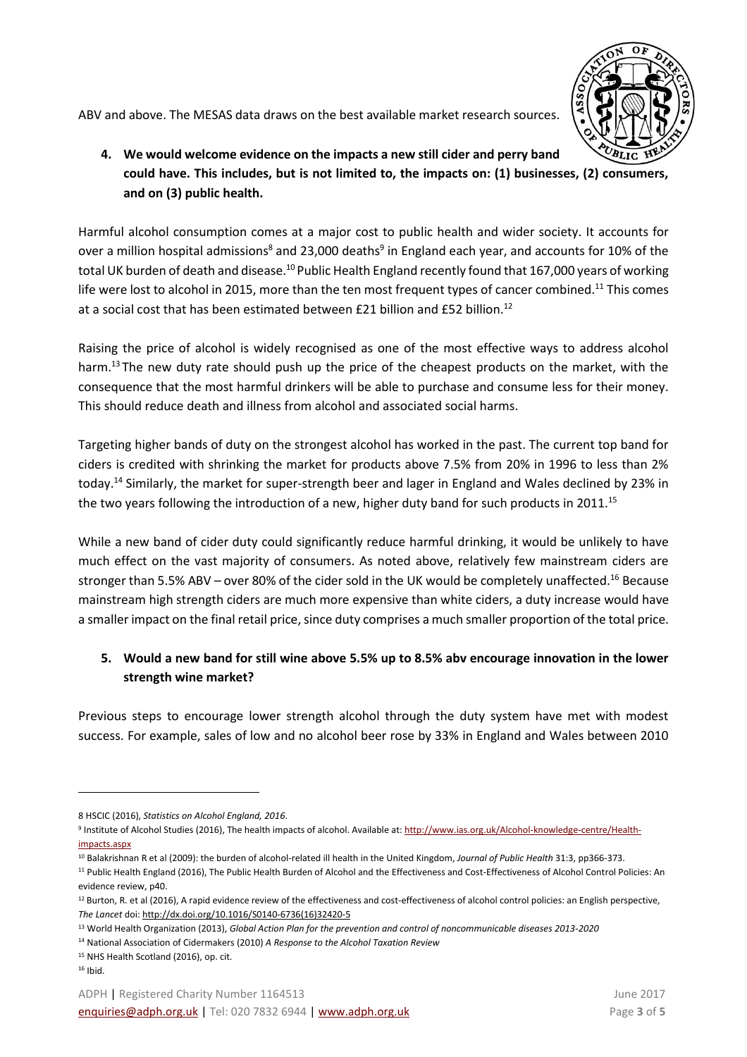ABV and above. The MESAS data draws on the best available market research sources.

**4. We would welcome evidence on the impacts a new still cider and perry band could have. This includes, but is not limited to, the impacts on: (1) businesses, (2) consumers, and on (3) public health.**

Harmful alcohol consumption comes at a major cost to public health and wider society. It accounts for over a million hospital admissions[8] and 23,000 deaths[9] in England each year, and accounts for 10% of the total UK burden of death and disease.[10] Public Health England recently found that 167,000 years of working life were lost to alcohol in 2015, more than the ten most frequent types of cancer combined.[11] This comes at a social cost that has been estimated between £21 billion and £52 billion.[12]

Raising the price of alcohol is widely recognised as one of the most effective ways to address alcohol harm.[13] The new duty rate should push up the price of the cheapest products on the market, with the consequence that the most harmful drinkers will be able to purchase and consume less for their money. This should reduce death and illness from alcohol and associated social harms.

Targeting higher bands of duty on the strongest alcohol has worked in the past. The current top band for ciders is credited with shrinking the market for products above 7.5% from 20% in 1996 to less than 2% today.[14] Similarly, the market for super-strength beer and lager in England and Wales declined by 23% in the two years following the introduction of a new, higher duty band for such products in 2011.[15]

While a new band of cider duty could significantly reduce harmful drinking, it would be unlikely to have much effect on the vast majority of consumers. As noted above, relatively few mainstream ciders are stronger than 5.5% ABV – over 80% of the cider sold in the UK would be completely unaffected.[16] Because mainstream high strength ciders are much more expensive than white ciders, a duty increase would have a smaller impact on the final retail price, since duty comprises a much smaller proportion of the total price.

**5. Would a new band for still wine above 5.5% up to 8.5% abv encourage innovation in the lower strength wine market?**

Previous steps to encourage lower strength alcohol through the duty system have met with modest success. For example, sales of low and no alcohol beer rose by 33% in England and Wales between 2010

---

8 HSCIC (2016), *Statistics on Alcohol England, 2016*.

9 Institute of Alcohol Studies (2016), The health impacts of alcohol. Available at: http://www.ias.org.uk/Alcohol-knowledge-centre/Health-impacts.aspx

10 Balakrishnan R et al (2009): the burden of alcohol-related ill health in the United Kingdom, *Journal of Public Health* 31:3, pp366-373.

11 Public Health England (2016), The Public Health Burden of Alcohol and the Effectiveness and Cost-Effectiveness of Alcohol Control Policies: An evidence review, p40.

12 Burton, R. et al (2016), A rapid evidence review of the effectiveness and cost-effectiveness of alcohol control policies: an English perspective, *The Lancet* doi: http://dx.doi.org/10.1016/S0140-6736(16)32420-5

13 World Health Organization (2013), *Global Action Plan for the prevention and control of noncommunicable diseases 2013-2020*

14 National Association of Cidermakers (2010) *A Response to the Alcohol Taxation Review*

15 NHS Health Scotland (2016), op. cit.

16 Ibid.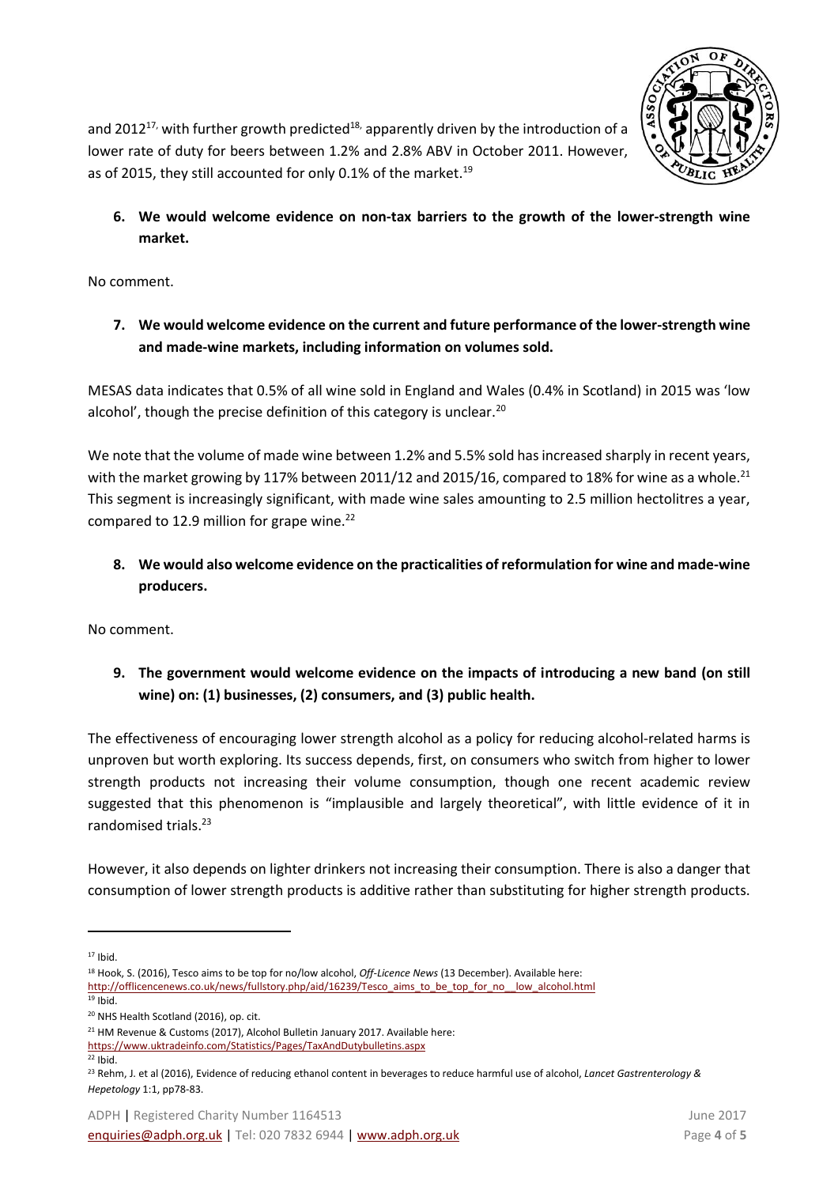and 2012[17], with further growth predicted[18], apparently driven by the introduction of a lower rate of duty for beers between 1.2% and 2.8% ABV in October 2011. However, as of 2015, they still accounted for only 0.1% of the market.[19]

**6. We would welcome evidence on non-tax barriers to the growth of the lower-strength wine market.**

No comment.

**7. We would welcome evidence on the current and future performance of the lower-strength wine and made-wine markets, including information on volumes sold.**

MESAS data indicates that 0.5% of all wine sold in England and Wales (0.4% in Scotland) in 2015 was 'low alcohol', though the precise definition of this category is unclear.[20]

We note that the volume of made wine between 1.2% and 5.5% sold has increased sharply in recent years, with the market growing by 117% between 2011/12 and 2015/16, compared to 18% for wine as a whole.[21] This segment is increasingly significant, with made wine sales amounting to 2.5 million hectolitres a year, compared to 12.9 million for grape wine.[22]

**8. We would also welcome evidence on the practicalities of reformulation for wine and made-wine producers.**

No comment.

**9. The government would welcome evidence on the impacts of introducing a new band (on still wine) on: (1) businesses, (2) consumers, and (3) public health.**

The effectiveness of encouraging lower strength alcohol as a policy for reducing alcohol-related harms is unproven but worth exploring. Its success depends, first, on consumers who switch from higher to lower strength products not increasing their volume consumption, though one recent academic review suggested that this phenomenon is "implausible and largely theoretical", with little evidence of it in randomised trials.[23]

However, it also depends on lighter drinkers not increasing their consumption. There is also a danger that consumption of lower strength products is additive rather than substituting for higher strength products.

---

[17] Ibid.

[18] Hook, S. (2016), Tesco aims to be top for no/low alcohol, *Off-Licence News* (13 December). Available here: http://offlicencenews.co.uk/news/fullstory.php/aid/16239/Tesco_aims_to_be_top_for_no__low_alcohol.html

[19] Ibid.

[20] NHS Health Scotland (2016), op. cit.

[21] HM Revenue & Customs (2017), Alcohol Bulletin January 2017. Available here: https://www.uktradeinfo.com/Statistics/Pages/TaxAndDutybulletins.aspx

[22] Ibid.

[23] Rehm, J. et al (2016), Evidence of reducing ethanol content in beverages to reduce harmful use of alcohol, *Lancet Gastrenterology & Hepetology* 1:1, pp78-83.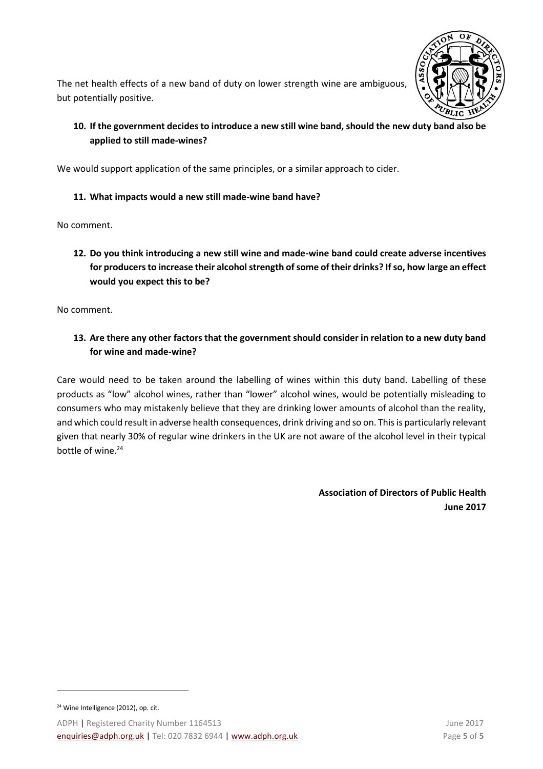The net health effects of a new band of duty on lower strength wine are ambiguous, but potentially positive.

**10. If the government decides to introduce a new still wine band, should the new duty band also be applied to still made-wines?**

We would support application of the same principles, or a similar approach to cider.

**11. What impacts would a new still made-wine band have?**

No comment.

**12. Do you think introducing a new still wine and made-wine band could create adverse incentives for producers to increase their alcohol strength of some of their drinks? If so, how large an effect would you expect this to be?**

No comment.

**13. Are there any other factors that the government should consider in relation to a new duty band for wine and made-wine?**

Care would need to be taken around the labelling of wines within this duty band. Labelling of these products as "low" alcohol wines, rather than "lower" alcohol wines, would be potentially misleading to consumers who may mistakenly believe that they are drinking lower amounts of alcohol than the reality, and which could result in adverse health consequences, drink driving and so on. This is particularly relevant given that nearly 30% of regular wine drinkers in the UK are not aware of the alcohol level in their typical bottle of wine.[24]

**Association of Directors of Public Health**
**June 2017**

[24] Wine Intelligence (2012), op. cit.

ADPH | Registered Charity Number 1164513
enquiries@adph.org.uk | Tel: 020 7832 6944 | www.adph.org.uk